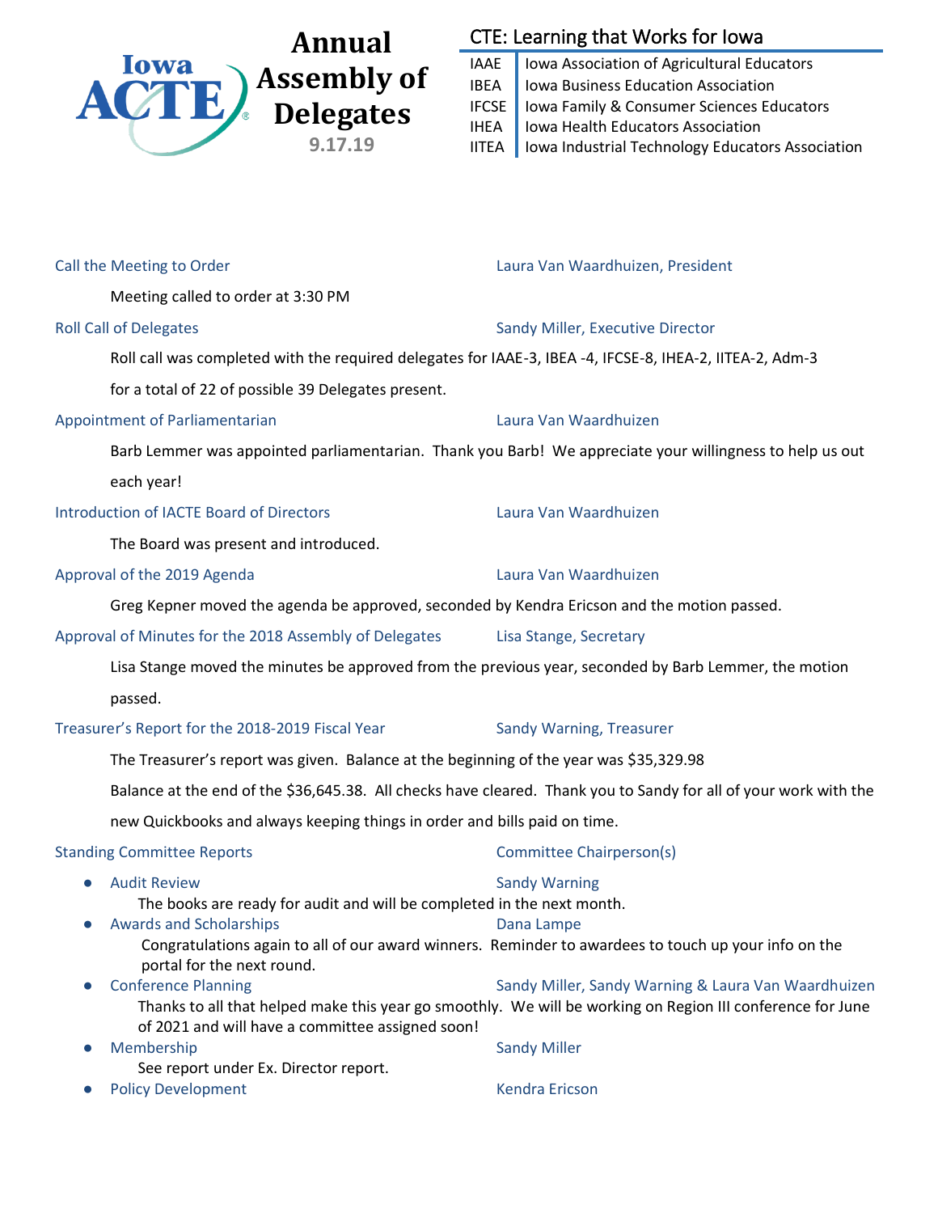# Iowa ACTE Annual Assembly of Delegates

**9.17.19**

## CTE: Learning that Works for Iowa

| | |
|---|---|
| IAAE | Iowa Association of Agricultural Educators |
| IBEA | Iowa Business Education Association |
| IFCSE | Iowa Family & Consumer Sciences Educators |
| IHEA | Iowa Health Educators Association |
| IITEA | Iowa Industrial Technology Educators Association |

### Call the Meeting to Order — Laura Van Waardhuizen, President

Meeting called to order at 3:30 PM

### Roll Call of Delegates — Sandy Miller, Executive Director

Roll call was completed with the required delegates for IAAE-3, IBEA -4, IFCSE-8, IHEA-2, IITEA-2, Adm-3 for a total of 22 of possible 39 Delegates present.

### Appointment of Parliamentarian — Laura Van Waardhuizen

Barb Lemmer was appointed parliamentarian. Thank you Barb! We appreciate your willingness to help us out each year!

### Introduction of IACTE Board of Directors — Laura Van Waardhuizen

The Board was present and introduced.

### Approval of the 2019 Agenda — Laura Van Waardhuizen

Greg Kepner moved the agenda be approved, seconded by Kendra Ericson and the motion passed.

### Approval of Minutes for the 2018 Assembly of Delegates — Lisa Stange, Secretary

Lisa Stange moved the minutes be approved from the previous year, seconded by Barb Lemmer, the motion passed.

### Treasurer's Report for the 2018-2019 Fiscal Year — Sandy Warning, Treasurer

The Treasurer's report was given. Balance at the beginning of the year was $35,329.98

Balance at the end of the $36,645.38. All checks have cleared. Thank you to Sandy for all of your work with the new Quickbooks and always keeping things in order and bills paid on time.

### Standing Committee Reports — Committee Chairperson(s)

- **Audit Review** — Sandy Warning
  The books are ready for audit and will be completed in the next month.
- **Awards and Scholarships** — Dana Lampe
  Congratulations again to all of our award winners. Reminder to awardees to touch up your info on the portal for the next round.
- **Conference Planning** — Sandy Miller, Sandy Warning & Laura Van Waardhuizen
  Thanks to all that helped make this year go smoothly. We will be working on Region III conference for June of 2021 and will have a committee assigned soon!
- **Membership** — Sandy Miller
  See report under Ex. Director report.
- **Policy Development** — Kendra Ericson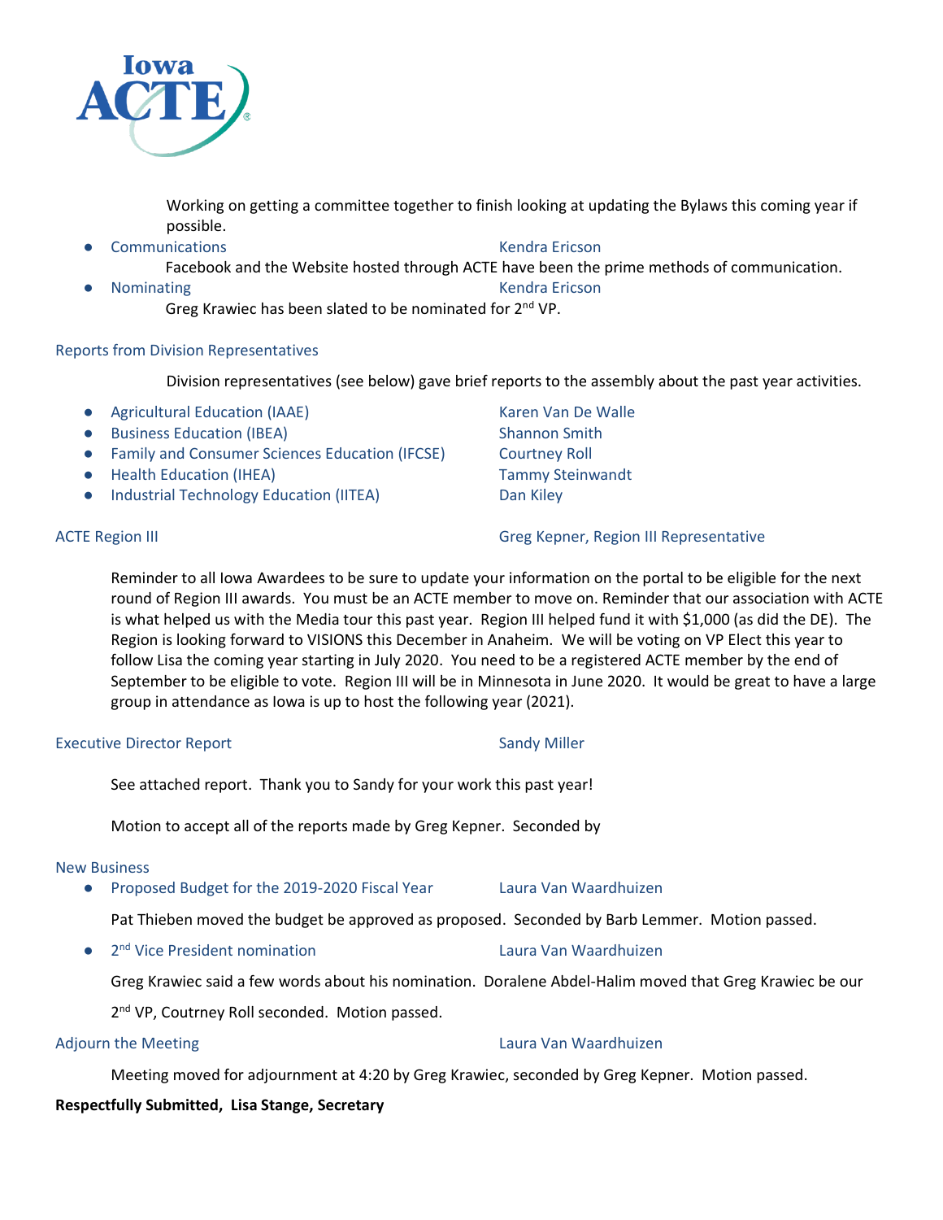Working on getting a committee together to finish looking at updating the Bylaws this coming year if possible.

- Communications — Kendra Ericson

  Facebook and the Website hosted through ACTE have been the prime methods of communication.

- Nominating — Kendra Ericson

  Greg Krawiec has been slated to be nominated for 2nd VP.

## Reports from Division Representatives

Division representatives (see below) gave brief reports to the assembly about the past year activities.

- Agricultural Education (IAAE) — Karen Van De Walle
- Business Education (IBEA) — Shannon Smith
- Family and Consumer Sciences Education (IFCSE) — Courtney Roll
- Health Education (IHEA) — Tammy Steinwandt
- Industrial Technology Education (IITEA) — Dan Kiley

## ACTE Region III — Greg Kepner, Region III Representative

Reminder to all Iowa Awardees to be sure to update your information on the portal to be eligible for the next round of Region III awards. You must be an ACTE member to move on. Reminder that our association with ACTE is what helped us with the Media tour this past year. Region III helped fund it with $1,000 (as did the DE). The Region is looking forward to VISIONS this December in Anaheim. We will be voting on VP Elect this year to follow Lisa the coming year starting in July 2020. You need to be a registered ACTE member by the end of September to be eligible to vote. Region III will be in Minnesota in June 2020. It would be great to have a large group in attendance as Iowa is up to host the following year (2021).

## Executive Director Report — Sandy Miller

See attached report. Thank you to Sandy for your work this past year!

Motion to accept all of the reports made by Greg Kepner. Seconded by

## New Business

- Proposed Budget for the 2019-2020 Fiscal Year — Laura Van Waardhuizen

  Pat Thieben moved the budget be approved as proposed. Seconded by Barb Lemmer. Motion passed.

- 2nd Vice President nomination — Laura Van Waardhuizen

  Greg Krawiec said a few words about his nomination. Doralene Abdel-Halim moved that Greg Krawiec be our 2nd VP, Coutrney Roll seconded. Motion passed.

## Adjourn the Meeting — Laura Van Waardhuizen

Meeting moved for adjournment at 4:20 by Greg Krawiec, seconded by Greg Kepner. Motion passed.

**Respectfully Submitted, Lisa Stange, Secretary**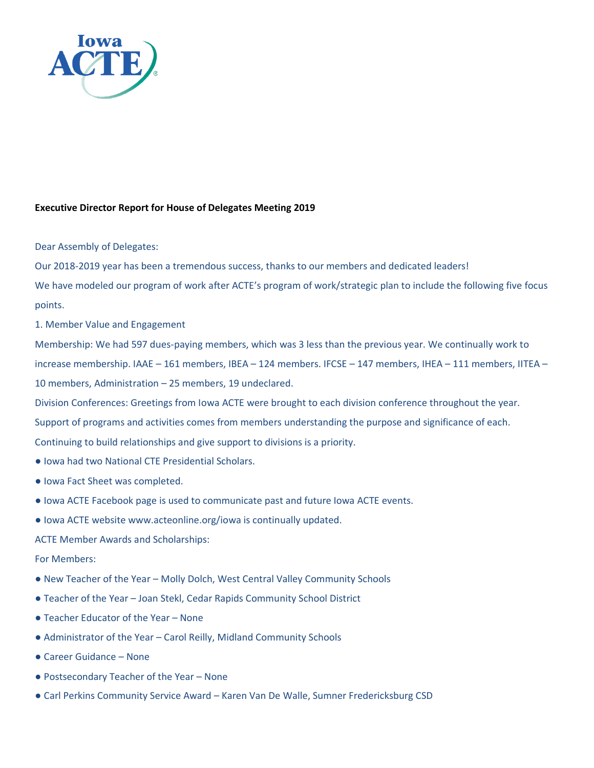**Executive Director Report for House of Delegates Meeting 2019**

Dear Assembly of Delegates:

Our 2018-2019 year has been a tremendous success, thanks to our members and dedicated leaders!

We have modeled our program of work after ACTE's program of work/strategic plan to include the following five focus points.

1. Member Value and Engagement

Membership: We had 597 dues-paying members, which was 3 less than the previous year. We continually work to increase membership. IAAE – 161 members, IBEA – 124 members. IFCSE – 147 members, IHEA – 111 members, IITEA – 10 members, Administration – 25 members, 19 undeclared.

Division Conferences: Greetings from Iowa ACTE were brought to each division conference throughout the year. Support of programs and activities comes from members understanding the purpose and significance of each. Continuing to build relationships and give support to divisions is a priority.

- Iowa had two National CTE Presidential Scholars.
- Iowa Fact Sheet was completed.
- Iowa ACTE Facebook page is used to communicate past and future Iowa ACTE events.
- Iowa ACTE website www.acteonline.org/iowa is continually updated.

ACTE Member Awards and Scholarships:

For Members:

- New Teacher of the Year – Molly Dolch, West Central Valley Community Schools
- Teacher of the Year – Joan Stekl, Cedar Rapids Community School District
- Teacher Educator of the Year – None
- Administrator of the Year – Carol Reilly, Midland Community Schools
- Career Guidance – None
- Postsecondary Teacher of the Year – None
- Carl Perkins Community Service Award – Karen Van De Walle, Sumner Fredericksburg CSD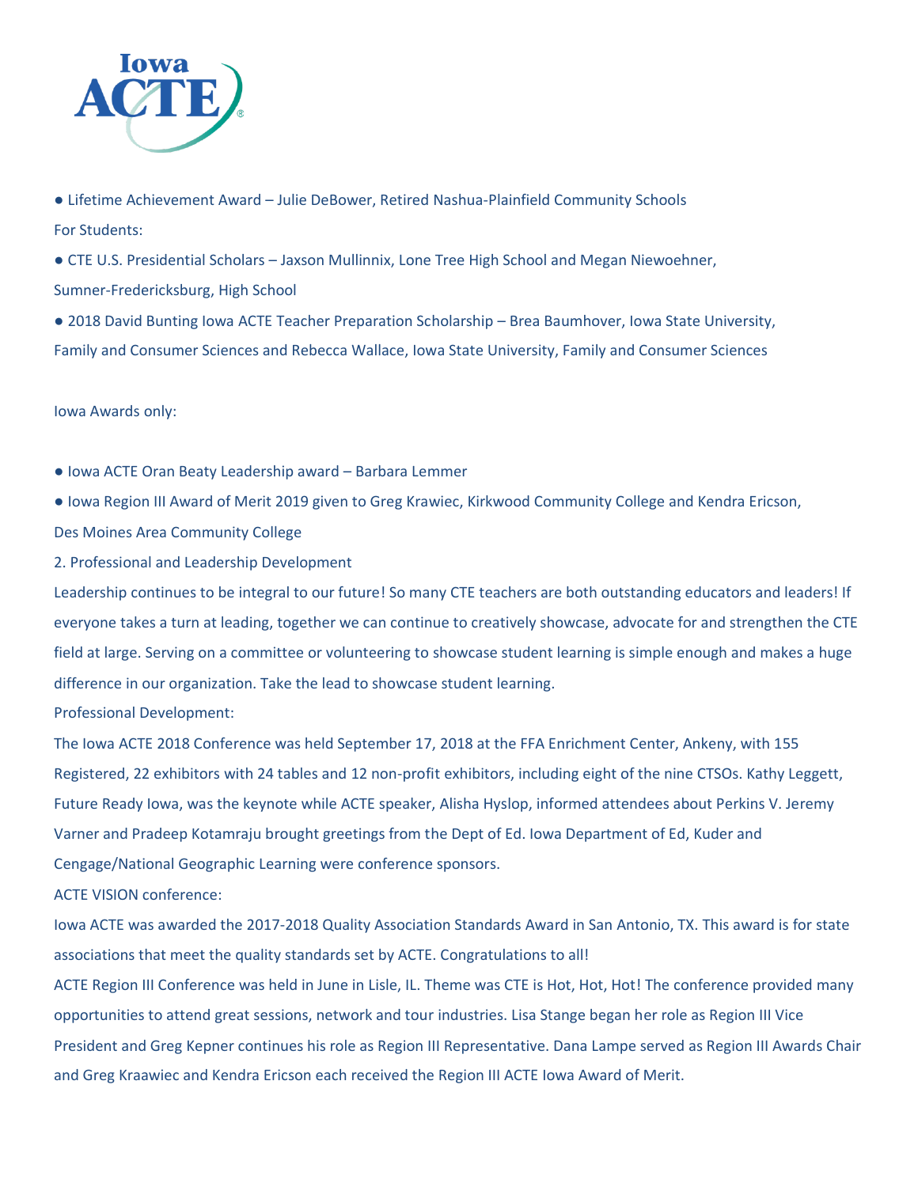- Lifetime Achievement Award – Julie DeBower, Retired Nashua-Plainfield Community Schools

For Students:

- CTE U.S. Presidential Scholars – Jaxson Mullinnix, Lone Tree High School and Megan Niewoehner, Sumner-Fredericksburg, High School
- 2018 David Bunting Iowa ACTE Teacher Preparation Scholarship – Brea Baumhover, Iowa State University, Family and Consumer Sciences and Rebecca Wallace, Iowa State University, Family and Consumer Sciences

Iowa Awards only:

- Iowa ACTE Oran Beaty Leadership award – Barbara Lemmer
- Iowa Region III Award of Merit 2019 given to Greg Krawiec, Kirkwood Community College and Kendra Ericson, Des Moines Area Community College

2. Professional and Leadership Development

Leadership continues to be integral to our future! So many CTE teachers are both outstanding educators and leaders! If everyone takes a turn at leading, together we can continue to creatively showcase, advocate for and strengthen the CTE field at large. Serving on a committee or volunteering to showcase student learning is simple enough and makes a huge difference in our organization. Take the lead to showcase student learning.

Professional Development:

The Iowa ACTE 2018 Conference was held September 17, 2018 at the FFA Enrichment Center, Ankeny, with 155 Registered, 22 exhibitors with 24 tables and 12 non-profit exhibitors, including eight of the nine CTSOs. Kathy Leggett, Future Ready Iowa, was the keynote while ACTE speaker, Alisha Hyslop, informed attendees about Perkins V. Jeremy Varner and Pradeep Kotamraju brought greetings from the Dept of Ed. Iowa Department of Ed, Kuder and Cengage/National Geographic Learning were conference sponsors.

ACTE VISION conference:

Iowa ACTE was awarded the 2017-2018 Quality Association Standards Award in San Antonio, TX. This award is for state associations that meet the quality standards set by ACTE. Congratulations to all!

ACTE Region III Conference was held in June in Lisle, IL. Theme was CTE is Hot, Hot, Hot! The conference provided many opportunities to attend great sessions, network and tour industries. Lisa Stange began her role as Region III Vice President and Greg Kepner continues his role as Region III Representative. Dana Lampe served as Region III Awards Chair and Greg Kraawiec and Kendra Ericson each received the Region III ACTE Iowa Award of Merit.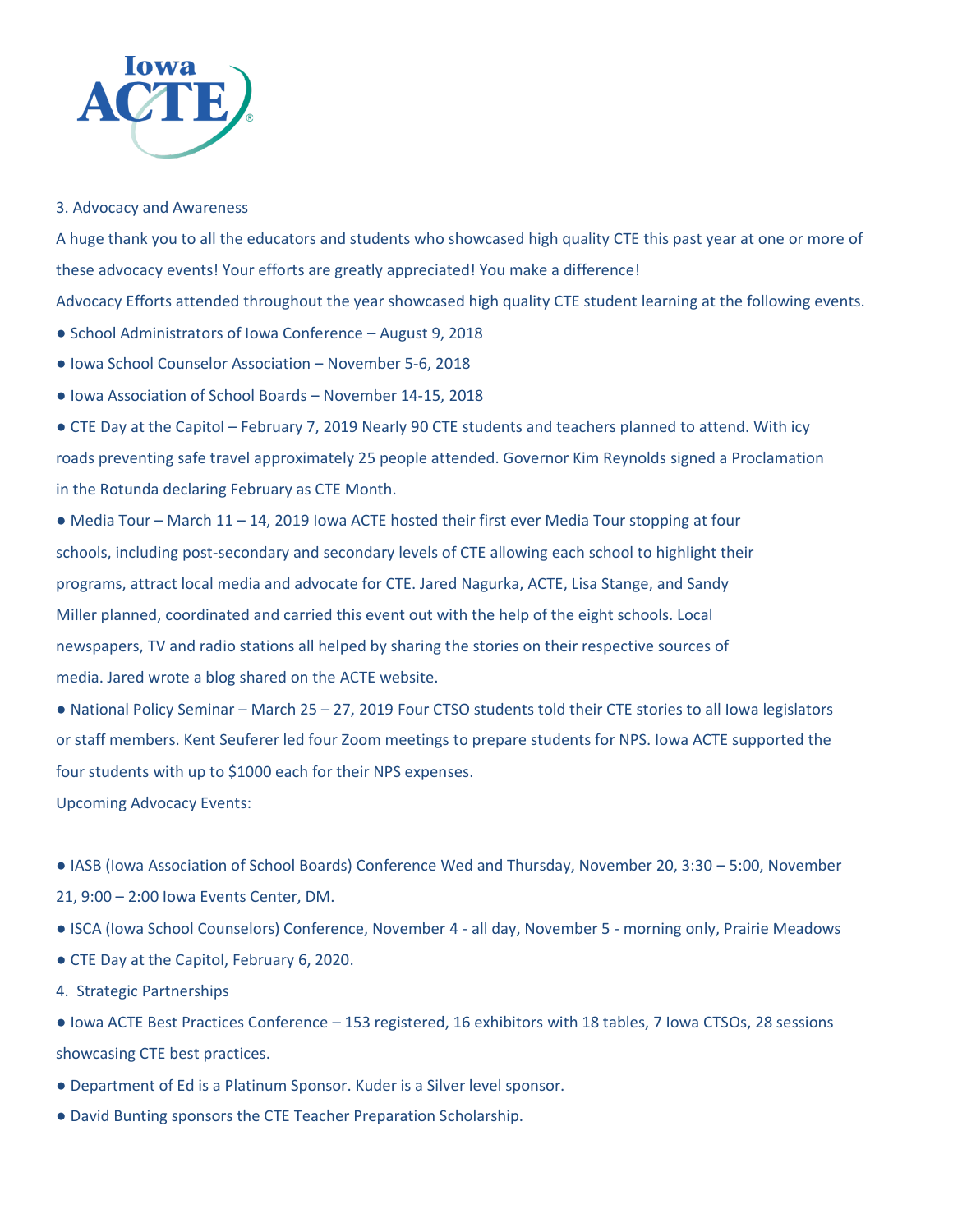3. Advocacy and Awareness

A huge thank you to all the educators and students who showcased high quality CTE this past year at one or more of these advocacy events! Your efforts are greatly appreciated! You make a difference!

Advocacy Efforts attended throughout the year showcased high quality CTE student learning at the following events.

- School Administrators of Iowa Conference – August 9, 2018
- Iowa School Counselor Association – November 5-6, 2018
- Iowa Association of School Boards – November 14-15, 2018
- CTE Day at the Capitol – February 7, 2019 Nearly 90 CTE students and teachers planned to attend. With icy roads preventing safe travel approximately 25 people attended. Governor Kim Reynolds signed a Proclamation in the Rotunda declaring February as CTE Month.
- Media Tour – March 11 – 14, 2019 Iowa ACTE hosted their first ever Media Tour stopping at four schools, including post-secondary and secondary levels of CTE allowing each school to highlight their programs, attract local media and advocate for CTE. Jared Nagurka, ACTE, Lisa Stange, and Sandy Miller planned, coordinated and carried this event out with the help of the eight schools. Local newspapers, TV and radio stations all helped by sharing the stories on their respective sources of media. Jared wrote a blog shared on the ACTE website.
- National Policy Seminar – March 25 – 27, 2019 Four CTSO students told their CTE stories to all Iowa legislators or staff members. Kent Seuferer led four Zoom meetings to prepare students for NPS. Iowa ACTE supported the four students with up to $1000 each for their NPS expenses.

Upcoming Advocacy Events:

- IASB (Iowa Association of School Boards) Conference Wed and Thursday, November 20, 3:30 – 5:00, November 21, 9:00 – 2:00 Iowa Events Center, DM.
- ISCA (Iowa School Counselors) Conference, November 4 - all day, November 5 - morning only, Prairie Meadows
- CTE Day at the Capitol, February 6, 2020.

4. Strategic Partnerships

- Iowa ACTE Best Practices Conference – 153 registered, 16 exhibitors with 18 tables, 7 Iowa CTSOs, 28 sessions showcasing CTE best practices.
- Department of Ed is a Platinum Sponsor. Kuder is a Silver level sponsor.
- David Bunting sponsors the CTE Teacher Preparation Scholarship.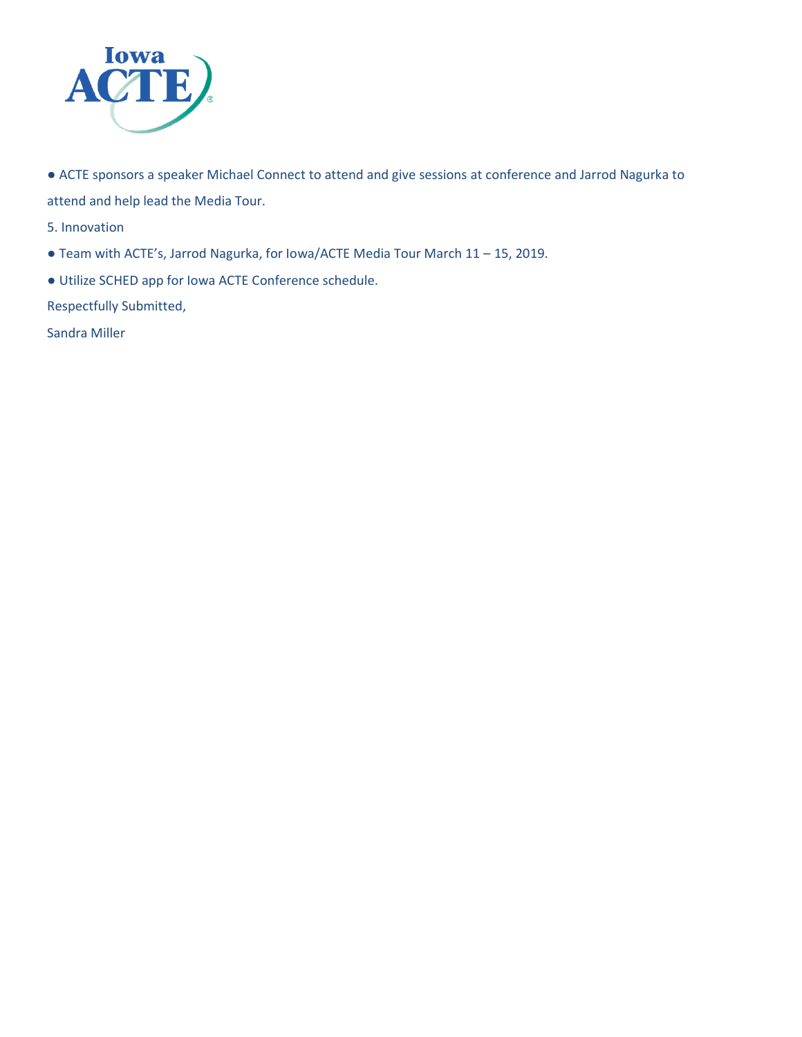- ACTE sponsors a speaker Michael Connect to attend and give sessions at conference and Jarrod Nagurka to attend and help lead the Media Tour.

5. Innovation

- Team with ACTE's, Jarrod Nagurka, for Iowa/ACTE Media Tour March 11 – 15, 2019.
- Utilize SCHED app for Iowa ACTE Conference schedule.

Respectfully Submitted,

Sandra Miller